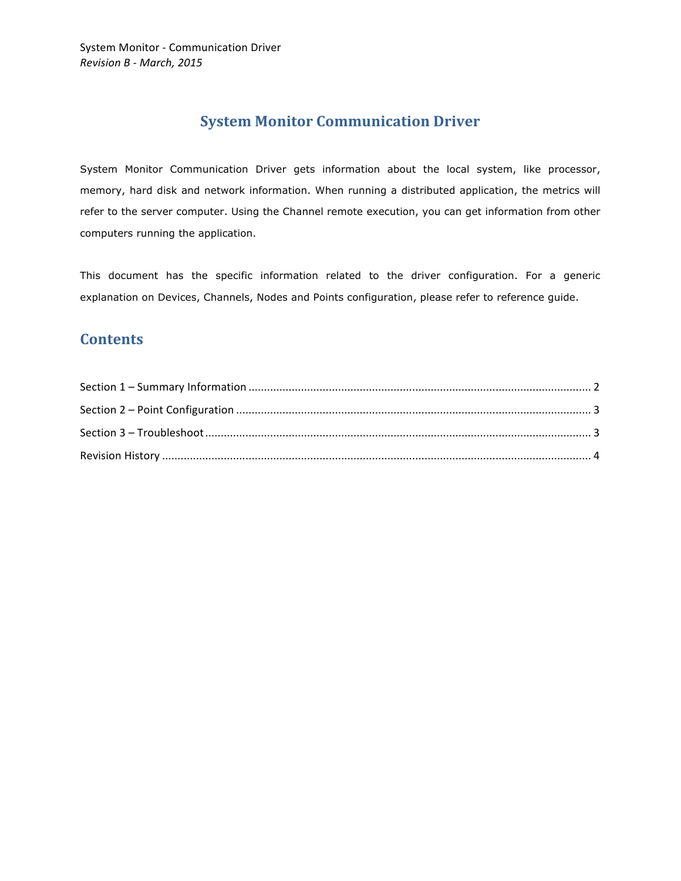# System Monitor Communication Driver

System Monitor Communication Driver gets information about the local system, like processor, memory, hard disk and network information. When running a distributed application, the metrics will refer to the server computer. Using the Channel remote execution, you can get information from other computers running the application.

This document has the specific information related to the driver configuration. For a generic explanation on Devices, Channels, Nodes and Points configuration, please refer to reference guide.

## Contents

Section 1 – Summary Information ........................................................................ 2

Section 2 – Point Configuration ........................................................................... 3

Section 3 – Troubleshoot .................................................................................... 3

Revision History ................................................................................................. 4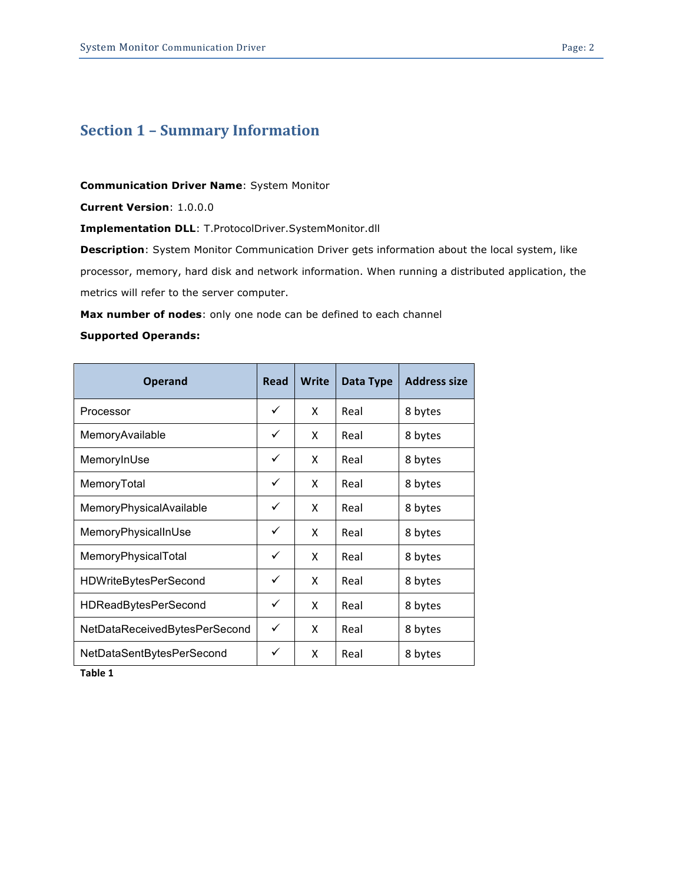## Section 1 – Summary Information

**Communication Driver Name**: System Monitor

**Current Version**: 1.0.0.0

**Implementation DLL**: T.ProtocolDriver.SystemMonitor.dll

**Description**: System Monitor Communication Driver gets information about the local system, like processor, memory, hard disk and network information. When running a distributed application, the metrics will refer to the server computer.

**Max number of nodes**: only one node can be defined to each channel

**Supported Operands:**

| Operand | Read | Write | Data Type | Address size |
|---|---|---|---|---|
| Processor | ✓ | X | Real | 8 bytes |
| MemoryAvailable | ✓ | X | Real | 8 bytes |
| MemoryInUse | ✓ | X | Real | 8 bytes |
| MemoryTotal | ✓ | X | Real | 8 bytes |
| MemoryPhysicalAvailable | ✓ | X | Real | 8 bytes |
| MemoryPhysicalInUse | ✓ | X | Real | 8 bytes |
| MemoryPhysicalTotal | ✓ | X | Real | 8 bytes |
| HDWriteBytesPerSecond | ✓ | X | Real | 8 bytes |
| HDReadBytesPerSecond | ✓ | X | Real | 8 bytes |
| NetDataReceivedBytesPerSecond | ✓ | X | Real | 8 bytes |
| NetDataSentBytesPerSecond | ✓ | X | Real | 8 bytes |

**Table 1**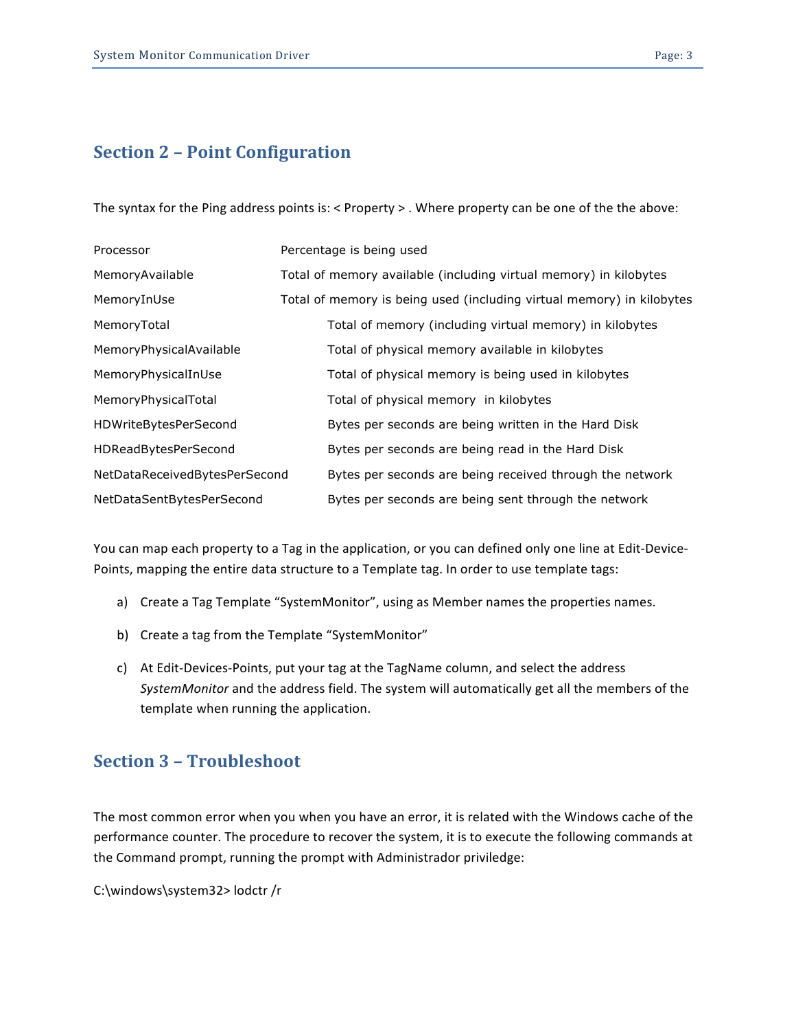## Section 2 – Point Configuration

The syntax for the Ping address points is: < Property > . Where property can be one of the the above:

| | |
|---|---|
| Processor | Percentage is being used |
| MemoryAvailable | Total of memory available (including virtual memory) in kilobytes |
| MemoryInUse | Total of memory is being used (including virtual memory) in kilobytes |
| MemoryTotal | Total of memory (including virtual memory) in kilobytes |
| MemoryPhysicalAvailable | Total of physical memory available in kilobytes |
| MemoryPhysicalInUse | Total of physical memory is being used in kilobytes |
| MemoryPhysicalTotal | Total of physical memory in kilobytes |
| HDWriteBytesPerSecond | Bytes per seconds are being written in the Hard Disk |
| HDReadBytesPerSecond | Bytes per seconds are being read in the Hard Disk |
| NetDataReceivedBytesPerSecond | Bytes per seconds are being received through the network |
| NetDataSentBytesPerSecond | Bytes per seconds are being sent through the network |

You can map each property to a Tag in the application, or you can defined only one line at Edit-Device-Points, mapping the entire data structure to a Template tag. In order to use template tags:

a) Create a Tag Template "SystemMonitor", using as Member names the properties names.

b) Create a tag from the Template "SystemMonitor"

c) At Edit-Devices-Points, put your tag at the TagName column, and select the address *SystemMonitor* and the address field. The system will automatically get all the members of the template when running the application.

## Section 3 – Troubleshoot

The most common error when you when you have an error, it is related with the Windows cache of the performance counter. The procedure to recover the system, it is to execute the following commands at the Command prompt, running the prompt with Administrador priviledge:

```
C:\windows\system32> lodctr /r
```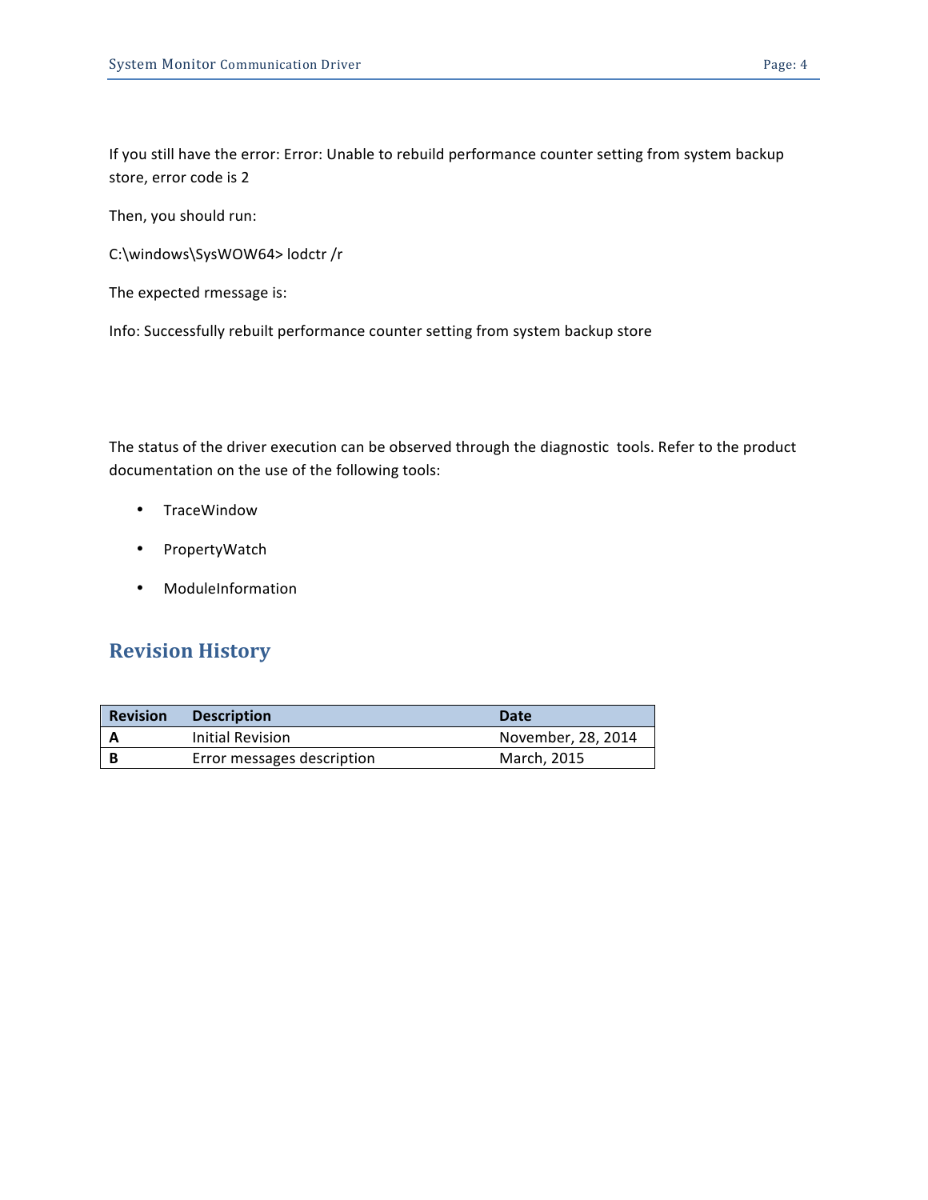If you still have the error: Error: Unable to rebuild performance counter setting from system backup store, error code is 2

Then, you should run:

C:\windows\SysWOW64> lodctr /r

The expected rmessage is:

Info: Successfully rebuilt performance counter setting from system backup store

The status of the driver execution can be observed through the diagnostic tools. Refer to the product documentation on the use of the following tools:

- TraceWindow
- PropertyWatch
- ModuleInformation

## Revision History

| Revision | Description | Date |
|---|---|---|
| **A** | Initial Revision | November, 28, 2014 |
| **B** | Error messages description | March, 2015 |